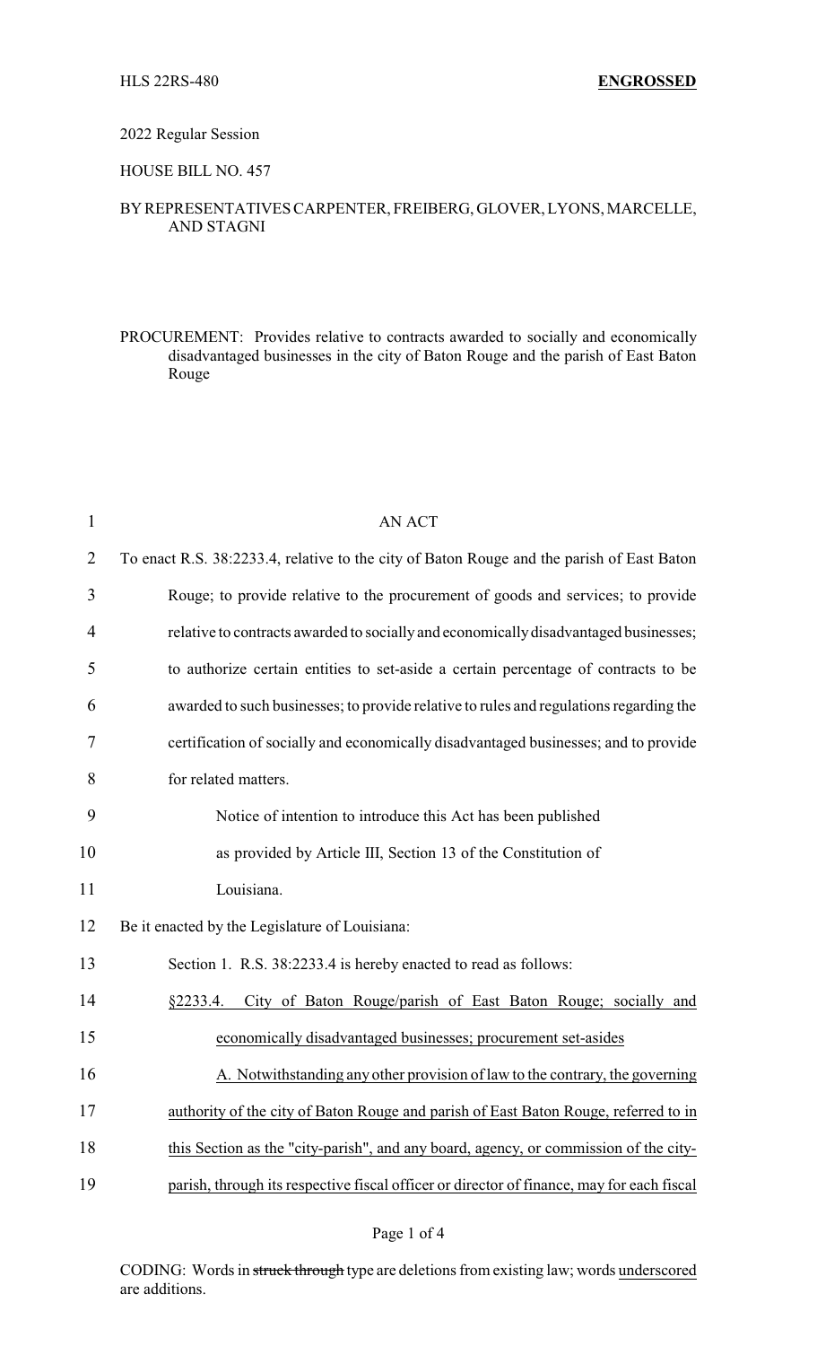HLS 22RS-480 **ENGROSSED**

2022 Regular Session

HOUSE BILL NO. 457

BY REPRESENTATIVES CARPENTER, FREIBERG, GLOVER, LYONS, MARCELLE, AND STAGNI

PROCUREMENT: Provides relative to contracts awarded to socially and economically disadvantaged businesses in the city of Baton Rouge and the parish of East Baton Rouge

AN ACT

To enact R.S. 38:2233.4, relative to the city of Baton Rouge and the parish of East Baton Rouge; to provide relative to the procurement of goods and services; to provide relative to contracts awarded to socially and economically disadvantaged businesses; to authorize certain entities to set-aside a certain percentage of contracts to be awarded to such businesses; to provide relative to rules and regulations regarding the certification of socially and economically disadvantaged businesses; and to provide for related matters.

Notice of intention to introduce this Act has been published as provided by Article III, Section 13 of the Constitution of Louisiana.

Be it enacted by the Legislature of Louisiana:

Section 1. R.S. 38:2233.4 is hereby enacted to read as follows:

§2233.4. City of Baton Rouge/parish of East Baton Rouge; socially and economically disadvantaged businesses; procurement set-asides

A. Notwithstanding any other provision of law to the contrary, the governing authority of the city of Baton Rouge and parish of East Baton Rouge, referred to in this Section as the "city-parish", and any board, agency, or commission of the city-parish, through its respective fiscal officer or director of finance, may for each fiscal

CODING: Words in ~~struck through~~ type are deletions from existing law; words underscored are additions.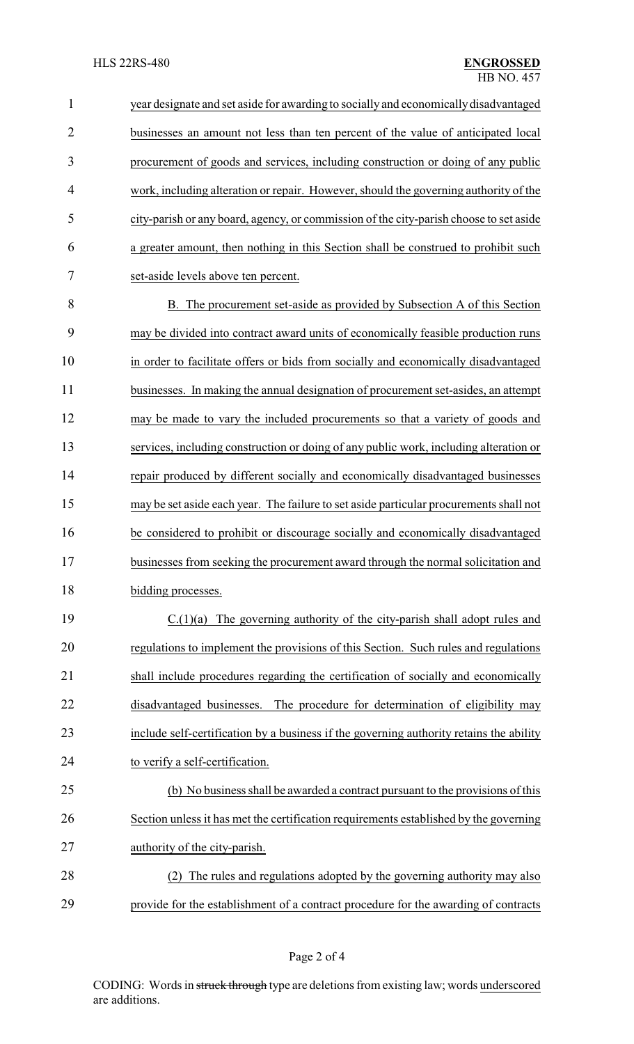year designate and set aside for awarding to socially and economically disadvantaged businesses an amount not less than ten percent of the value of anticipated local procurement of goods and services, including construction or doing of any public work, including alteration or repair. However, should the governing authority of the city-parish or any board, agency, or commission of the city-parish choose to set aside a greater amount, then nothing in this Section shall be construed to prohibit such set-aside levels above ten percent.

B. The procurement set-aside as provided by Subsection A of this Section may be divided into contract award units of economically feasible production runs in order to facilitate offers or bids from socially and economically disadvantaged businesses. In making the annual designation of procurement set-asides, an attempt may be made to vary the included procurements so that a variety of goods and services, including construction or doing of any public work, including alteration or repair produced by different socially and economically disadvantaged businesses may be set aside each year. The failure to set aside particular procurements shall not be considered to prohibit or discourage socially and economically disadvantaged businesses from seeking the procurement award through the normal solicitation and bidding processes.

C.(1)(a) The governing authority of the city-parish shall adopt rules and regulations to implement the provisions of this Section. Such rules and regulations shall include procedures regarding the certification of socially and economically disadvantaged businesses. The procedure for determination of eligibility may include self-certification by a business if the governing authority retains the ability to verify a self-certification.

(b) No business shall be awarded a contract pursuant to the provisions of this Section unless it has met the certification requirements established by the governing authority of the city-parish.

(2) The rules and regulations adopted by the governing authority may also provide for the establishment of a contract procedure for the awarding of contracts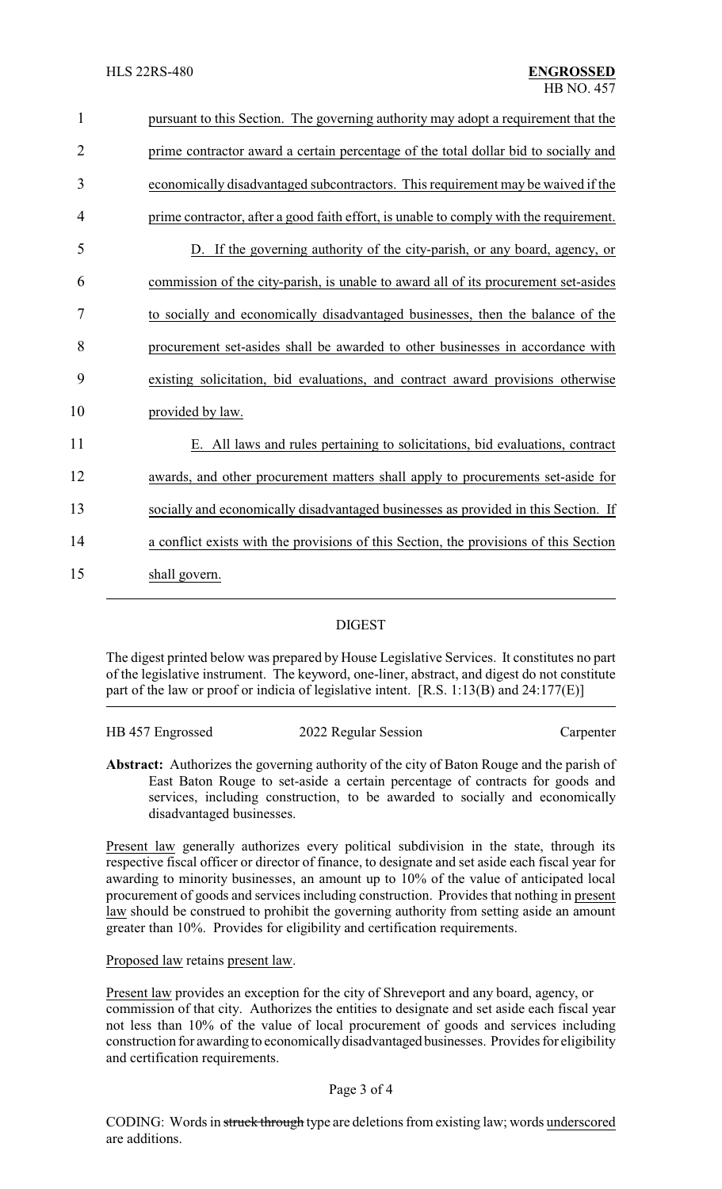pursuant to this Section. The governing authority may adopt a requirement that the prime contractor award a certain percentage of the total dollar bid to socially and economically disadvantaged subcontractors. This requirement may be waived if the prime contractor, after a good faith effort, is unable to comply with the requirement.

D. If the governing authority of the city-parish, or any board, agency, or commission of the city-parish, is unable to award all of its procurement set-asides to socially and economically disadvantaged businesses, then the balance of the procurement set-asides shall be awarded to other businesses in accordance with existing solicitation, bid evaluations, and contract award provisions otherwise provided by law.

E. All laws and rules pertaining to solicitations, bid evaluations, contract awards, and other procurement matters shall apply to procurements set-aside for socially and economically disadvantaged businesses as provided in this Section. If a conflict exists with the provisions of this Section, the provisions of this Section shall govern.

## DIGEST

The digest printed below was prepared by House Legislative Services. It constitutes no part of the legislative instrument. The keyword, one-liner, abstract, and digest do not constitute part of the law or proof or indicia of legislative intent. [R.S. 1:13(B) and 24:177(E)]

HB 457 Engrossed — 2022 Regular Session — Carpenter

**Abstract:** Authorizes the governing authority of the city of Baton Rouge and the parish of East Baton Rouge to set-aside a certain percentage of contracts for goods and services, including construction, to be awarded to socially and economically disadvantaged businesses.

Present law generally authorizes every political subdivision in the state, through its respective fiscal officer or director of finance, to designate and set aside each fiscal year for awarding to minority businesses, an amount up to 10% of the value of anticipated local procurement of goods and services including construction. Provides that nothing in present law should be construed to prohibit the governing authority from setting aside an amount greater than 10%. Provides for eligibility and certification requirements.

Proposed law retains present law.

Present law provides an exception for the city of Shreveport and any board, agency, or commission of that city. Authorizes the entities to designate and set aside each fiscal year not less than 10% of the value of local procurement of goods and services including construction for awarding to economically disadvantaged businesses. Provides for eligibility and certification requirements.

CODING: Words in ~~struck through~~ type are deletions from existing law; words underscored are additions.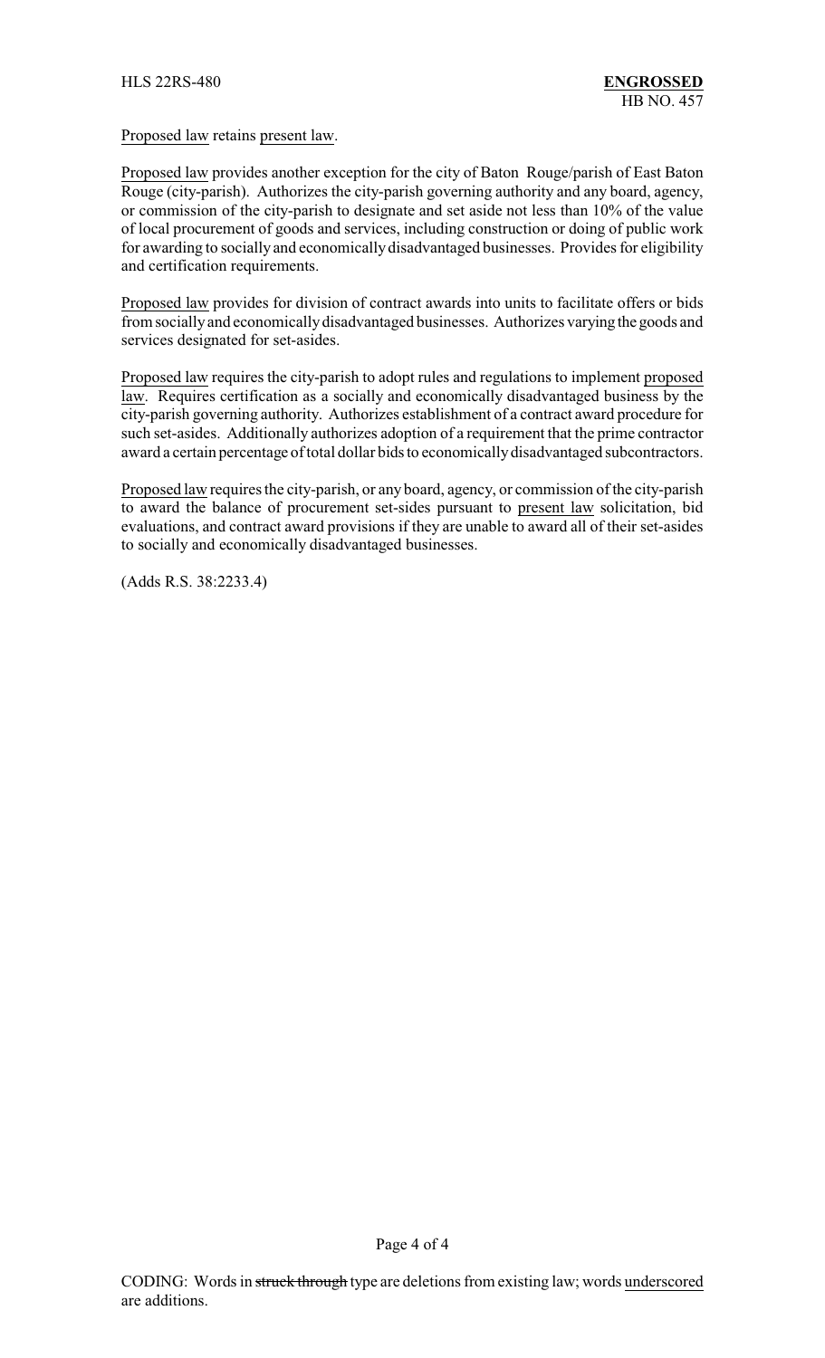Proposed law retains present law.

Proposed law provides another exception for the city of Baton Rouge/parish of East Baton Rouge (city-parish). Authorizes the city-parish governing authority and any board, agency, or commission of the city-parish to designate and set aside not less than 10% of the value of local procurement of goods and services, including construction or doing of public work for awarding to socially and economically disadvantaged businesses. Provides for eligibility and certification requirements.

Proposed law provides for division of contract awards into units to facilitate offers or bids from socially and economically disadvantaged businesses. Authorizes varying the goods and services designated for set-asides.

Proposed law requires the city-parish to adopt rules and regulations to implement proposed law. Requires certification as a socially and economically disadvantaged business by the city-parish governing authority. Authorizes establishment of a contract award procedure for such set-asides. Additionally authorizes adoption of a requirement that the prime contractor award a certain percentage of total dollar bids to economically disadvantaged subcontractors.

Proposed law requires the city-parish, or any board, agency, or commission of the city-parish to award the balance of procurement set-sides pursuant to present law solicitation, bid evaluations, and contract award provisions if they are unable to award all of their set-asides to socially and economically disadvantaged businesses.

(Adds R.S. 38:2233.4)